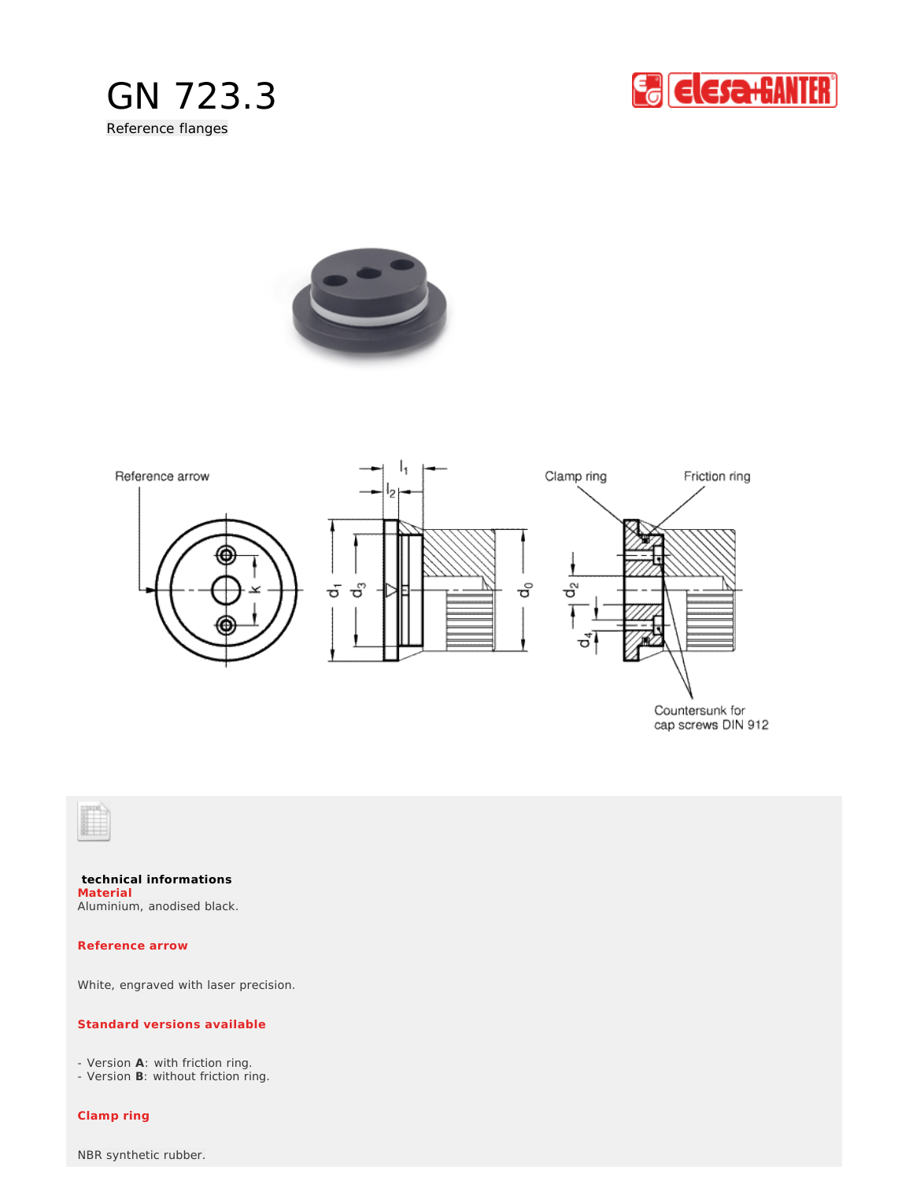# GN 723.3

Reference flanges

Reference arrow

Clamp ring

Friction ring

Countersunk for cap screws DIN 912

**technical informations**

**Material**

Aluminium, anodised black.

**Reference arrow**

White, engraved with laser precision.

**Standard versions available**

- Version **A**: with friction ring.
- Version **B**: without friction ring.

**Clamp ring**

NBR synthetic rubber.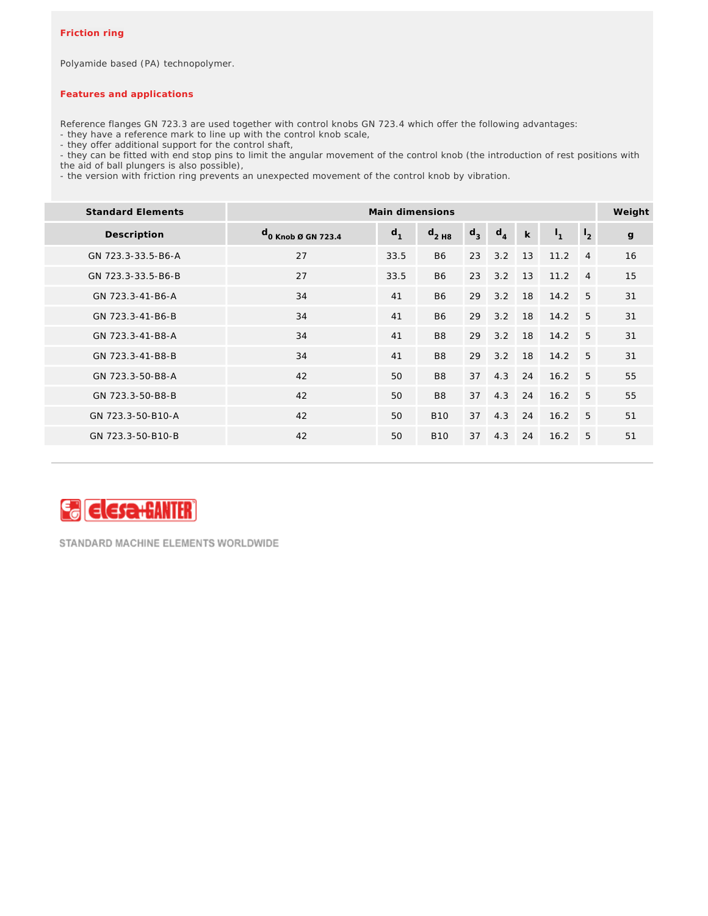### Friction ring

Polyamide based (PA) technopolymer.

### Features and applications

Reference flanges GN 723.3 are used together with control knobs GN 723.4 which offer the following advantages:
- they have a reference mark to line up with the control knob scale,
- they offer additional support for the control shaft,
- they can be fitted with end stop pins to limit the angular movement of the control knob (the introduction of rest positions with the aid of ball plungers is also possible),
- the version with friction ring prevents an unexpected movement of the control knob by vibration.

| Standard Elements | Main dimensions | | | | | | | | Weight |
|---|---|---|---|---|---|---|---|---|---|
| Description | $d_0$ Knob Ø GN 723.4 | $d_1$ | $d_2$ H8 | $d_3$ | $d_4$ | k | $l_1$ | $l_2$ | g |
| GN 723.3-33.5-B6-A | 27 | 33.5 | B6 | 23 | 3.2 | 13 | 11.2 | 4 | 16 |
| GN 723.3-33.5-B6-B | 27 | 33.5 | B6 | 23 | 3.2 | 13 | 11.2 | 4 | 15 |
| GN 723.3-41-B6-A | 34 | 41 | B6 | 29 | 3.2 | 18 | 14.2 | 5 | 31 |
| GN 723.3-41-B6-B | 34 | 41 | B6 | 29 | 3.2 | 18 | 14.2 | 5 | 31 |
| GN 723.3-41-B8-A | 34 | 41 | B8 | 29 | 3.2 | 18 | 14.2 | 5 | 31 |
| GN 723.3-41-B8-B | 34 | 41 | B8 | 29 | 3.2 | 18 | 14.2 | 5 | 31 |
| GN 723.3-50-B8-A | 42 | 50 | B8 | 37 | 4.3 | 24 | 16.2 | 5 | 55 |
| GN 723.3-50-B8-B | 42 | 50 | B8 | 37 | 4.3 | 24 | 16.2 | 5 | 55 |
| GN 723.3-50-B10-A | 42 | 50 | B10 | 37 | 4.3 | 24 | 16.2 | 5 | 51 |
| GN 723.3-50-B10-B | 42 | 50 | B10 | 37 | 4.3 | 24 | 16.2 | 5 | 51 |

elesa+GANTER

STANDARD MACHINE ELEMENTS WORLDWIDE